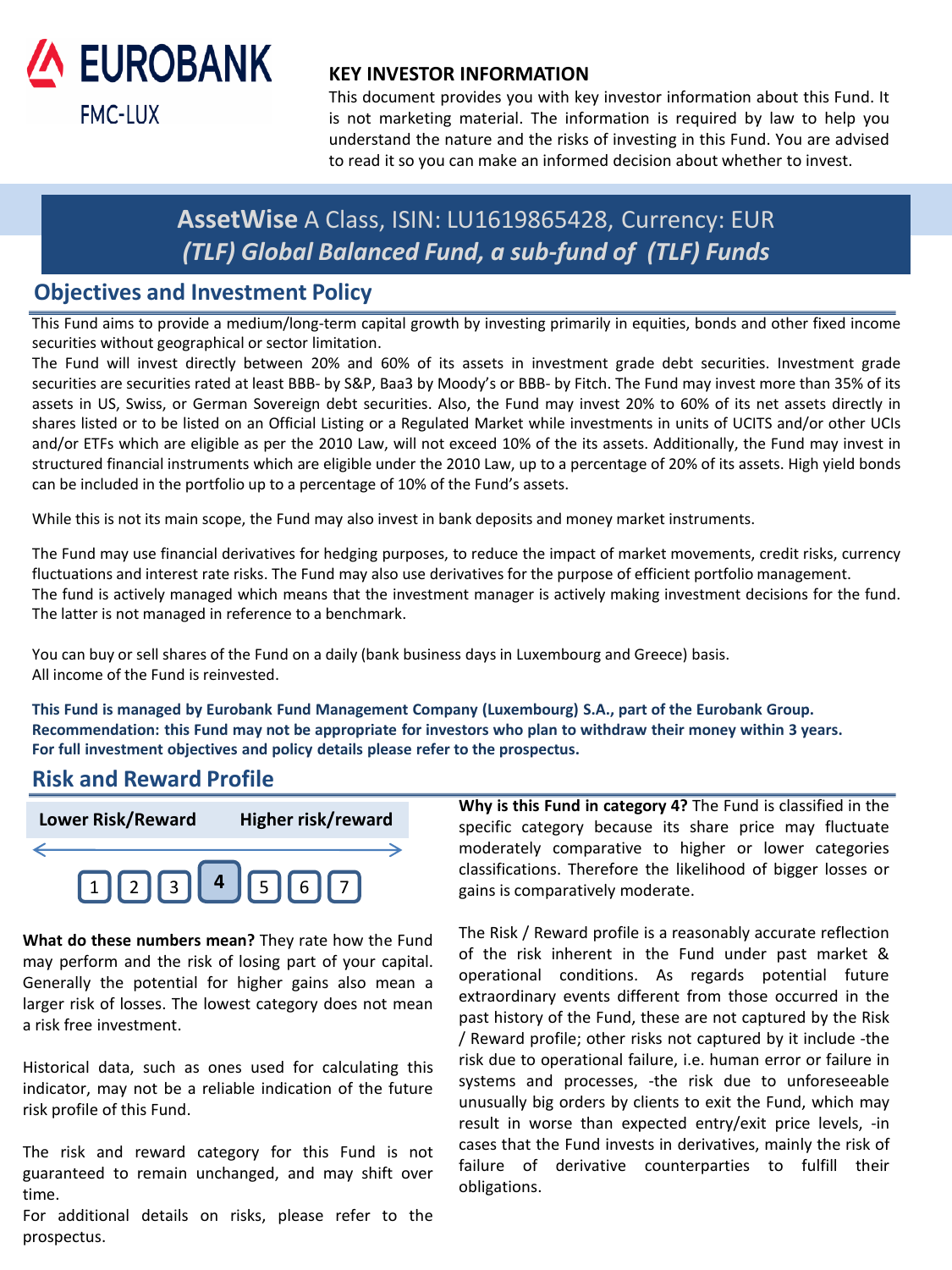EUROBANK FMC-LUX

## KEY INVESTOR INFORMATION

This document provides you with key investor information about this Fund. It is not marketing material. The information is required by law to help you understand the nature and the risks of investing in this Fund. You are advised to read it so you can make an informed decision about whether to invest.

# AssetWise A Class, ISIN: LU1619865428, Currency: EUR

# *(TLF) Global Balanced Fund, a sub-fund of (TLF) Funds*

## Objectives and Investment Policy

This Fund aims to provide a medium/long-term capital growth by investing primarily in equities, bonds and other fixed income securities without geographical or sector limitation.

The Fund will invest directly between 20% and 60% of its assets in investment grade debt securities. Investment grade securities are securities rated at least BBB- by S&P, Baa3 by Moody's or BBB- by Fitch. The Fund may invest more than 35% of its assets in US, Swiss, or German Sovereign debt securities. Also, the Fund may invest 20% to 60% of its net assets directly in shares listed or to be listed on an Official Listing or a Regulated Market while investments in units of UCITS and/or other UCIs and/or ETFs which are eligible as per the 2010 Law, will not exceed 10% of the its assets. Additionally, the Fund may invest in structured financial instruments which are eligible under the 2010 Law, up to a percentage of 20% of its assets. High yield bonds can be included in the portfolio up to a percentage of 10% of the Fund's assets.

While this is not its main scope, the Fund may also invest in bank deposits and money market instruments.

The Fund may use financial derivatives for hedging purposes, to reduce the impact of market movements, credit risks, currency fluctuations and interest rate risks. The Fund may also use derivatives for the purpose of efficient portfolio management.

The fund is actively managed which means that the investment manager is actively making investment decisions for the fund. The latter is not managed in reference to a benchmark.

You can buy or sell shares of the Fund on a daily (bank business days in Luxembourg and Greece) basis.

All income of the Fund is reinvested.

**This Fund is managed by Eurobank Fund Management Company (Luxembourg) S.A., part of the Eurobank Group.**
**Recommendation: this Fund may not be appropriate for investors who plan to withdraw their money within 3 years.**
**For full investment objectives and policy details please refer to the prospectus.**

## Risk and Reward Profile

| Lower Risk/Reward | | | | | | Higher risk/reward |
|---|---|---|---|---|---|---|
| 1 | 2 | 3 | **4** | 5 | 6 | 7 |

**What do these numbers mean?** They rate how the Fund may perform and the risk of losing part of your capital. Generally the potential for higher gains also mean a larger risk of losses. The lowest category does not mean a risk free investment.

Historical data, such as ones used for calculating this indicator, may not be a reliable indication of the future risk profile of this Fund.

The risk and reward category for this Fund is not guaranteed to remain unchanged, and may shift over time.

For additional details on risks, please refer to the prospectus.

**Why is this Fund in category 4?** The Fund is classified in the specific category because its share price may fluctuate moderately comparative to higher or lower categories classifications. Therefore the likelihood of bigger losses or gains is comparatively moderate.

The Risk / Reward profile is a reasonably accurate reflection of the risk inherent in the Fund under past market & operational conditions. As regards potential future extraordinary events different from those occurred in the past history of the Fund, these are not captured by the Risk / Reward profile; other risks not captured by it include -the risk due to operational failure, i.e. human error or failure in systems and processes, -the risk due to unforeseeable unusually big orders by clients to exit the Fund, which may result in worse than expected entry/exit price levels, -in cases that the Fund invests in derivatives, mainly the risk of failure of derivative counterparties to fulfill their obligations.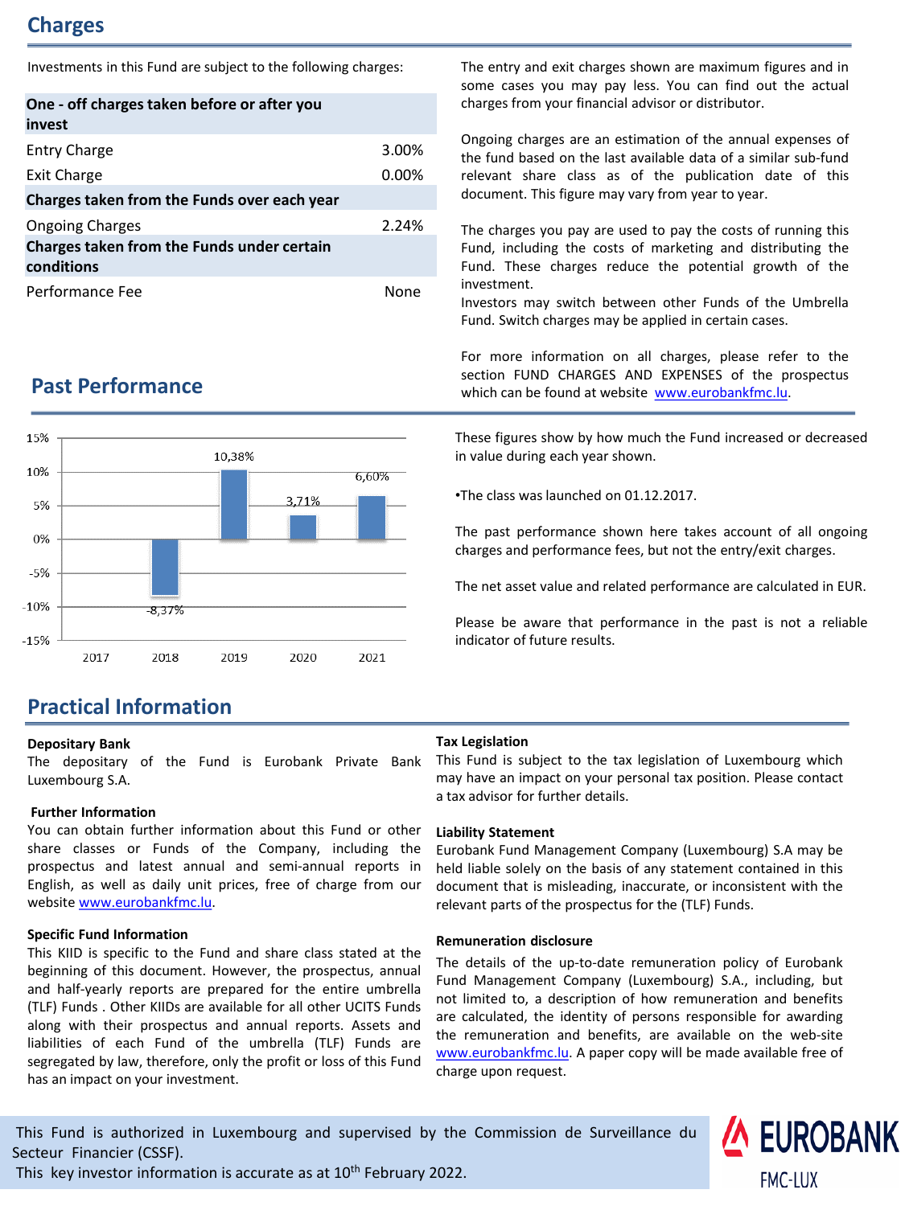## Charges

Investments in this Fund are subject to the following charges:

| One - off charges taken before or after you invest | |
|---|---|
| Entry Charge | 3.00% |
| Exit Charge | 0.00% |
| **Charges taken from the Funds over each year** | |
| Ongoing Charges | 2.24% |
| **Charges taken from the Funds under certain conditions** | |
| Performance Fee | None |

The entry and exit charges shown are maximum figures and in some cases you may pay less. You can find out the actual charges from your financial advisor or distributor.

Ongoing charges are an estimation of the annual expenses of the fund based on the last available data of a similar sub-fund relevant share class as of the publication date of this document. This figure may vary from year to year.

The charges you pay are used to pay the costs of running this Fund, including the costs of marketing and distributing the Fund. These charges reduce the potential growth of the investment.
Investors may switch between other Funds of the Umbrella Fund. Switch charges may be applied in certain cases.

For more information on all charges, please refer to the section FUND CHARGES AND EXPENSES of the prospectus which can be found at website www.eurobankfmc.lu.

## Past Performance

15%
10%
5%
0%
-5%
-10%
-15%

2017 2018 2019 2020 2021

-8,37%
10,38%
3,71%
6,60%

These figures show by how much the Fund increased or decreased in value during each year shown.

•The class was launched on 01.12.2017.

The past performance shown here takes account of all ongoing charges and performance fees, but not the entry/exit charges.

The net asset value and related performance are calculated in EUR.

Please be aware that performance in the past is not a reliable indicator of future results.

## Practical Information

**Depositary Bank**
The depositary of the Fund is Eurobank Private Bank Luxembourg S.A.

**Further Information**
You can obtain further information about this Fund or other share classes or Funds of the Company, including the prospectus and latest annual and semi-annual reports in English, as well as daily unit prices, free of charge from our website www.eurobankfmc.lu.

**Specific Fund Information**
This KIID is specific to the Fund and share class stated at the beginning of this document. However, the prospectus, annual and half-yearly reports are prepared for the entire umbrella (TLF) Funds . Other KIIDs are available for all other UCITS Funds along with their prospectus and annual reports. Assets and liabilities of each Fund of the umbrella (TLF) Funds are segregated by law, therefore, only the profit or loss of this Fund has an impact on your investment.

**Tax Legislation**
This Fund is subject to the tax legislation of Luxembourg which may have an impact on your personal tax position. Please contact a tax advisor for further details.

**Liability Statement**
Eurobank Fund Management Company (Luxembourg) S.A may be held liable solely on the basis of any statement contained in this document that is misleading, inaccurate, or inconsistent with the relevant parts of the prospectus for the (TLF) Funds.

**Remuneration disclosure**
The details of the up-to-date remuneration policy of Eurobank Fund Management Company (Luxembourg) S.A., including, but not limited to, a description of how remuneration and benefits are calculated, the identity of persons responsible for awarding the remuneration and benefits, are available on the web-site www.eurobankfmc.lu. A paper copy will be made available free of charge upon request.

This Fund is authorized in Luxembourg and supervised by the Commission de Surveillance du Secteur Financier (CSSF).
This key investor information is accurate as at 10th February 2022.

EUROBANK FMC-LUX